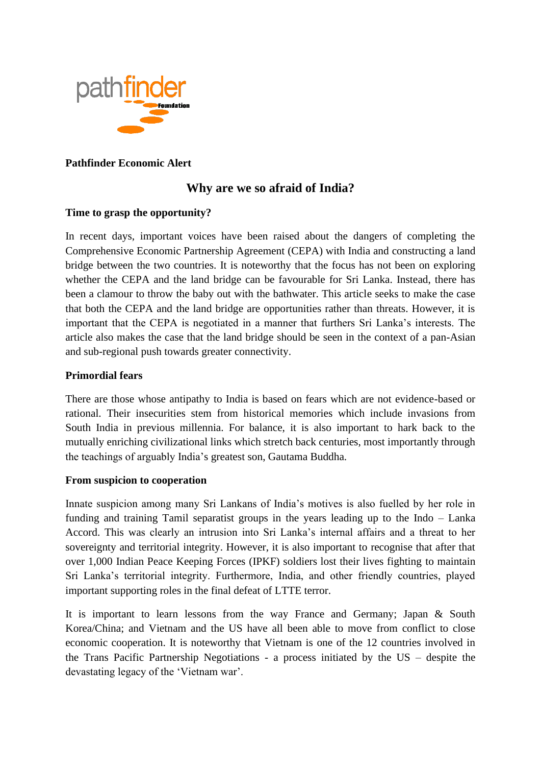**Pathfinder Economic Alert**

# Why are we so afraid of India?

**Time to grasp the opportunity?**

In recent days, important voices have been raised about the dangers of completing the Comprehensive Economic Partnership Agreement (CEPA) with India and constructing a land bridge between the two countries. It is noteworthy that the focus has not been on exploring whether the CEPA and the land bridge can be favourable for Sri Lanka. Instead, there has been a clamour to throw the baby out with the bathwater. This article seeks to make the case that both the CEPA and the land bridge are opportunities rather than threats. However, it is important that the CEPA is negotiated in a manner that furthers Sri Lanka's interests. The article also makes the case that the land bridge should be seen in the context of a pan-Asian and sub-regional push towards greater connectivity.

**Primordial fears**

There are those whose antipathy to India is based on fears which are not evidence-based or rational. Their insecurities stem from historical memories which include invasions from South India in previous millennia. For balance, it is also important to hark back to the mutually enriching civilizational links which stretch back centuries, most importantly through the teachings of arguably India's greatest son, Gautama Buddha.

**From suspicion to cooperation**

Innate suspicion among many Sri Lankans of India's motives is also fuelled by her role in funding and training Tamil separatist groups in the years leading up to the Indo – Lanka Accord. This was clearly an intrusion into Sri Lanka's internal affairs and a threat to her sovereignty and territorial integrity. However, it is also important to recognise that after that over 1,000 Indian Peace Keeping Forces (IPKF) soldiers lost their lives fighting to maintain Sri Lanka's territorial integrity. Furthermore, India, and other friendly countries, played important supporting roles in the final defeat of LTTE terror.

It is important to learn lessons from the way France and Germany; Japan & South Korea/China; and Vietnam and the US have all been able to move from conflict to close economic cooperation. It is noteworthy that Vietnam is one of the 12 countries involved in the Trans Pacific Partnership Negotiations - a process initiated by the US – despite the devastating legacy of the 'Vietnam war'.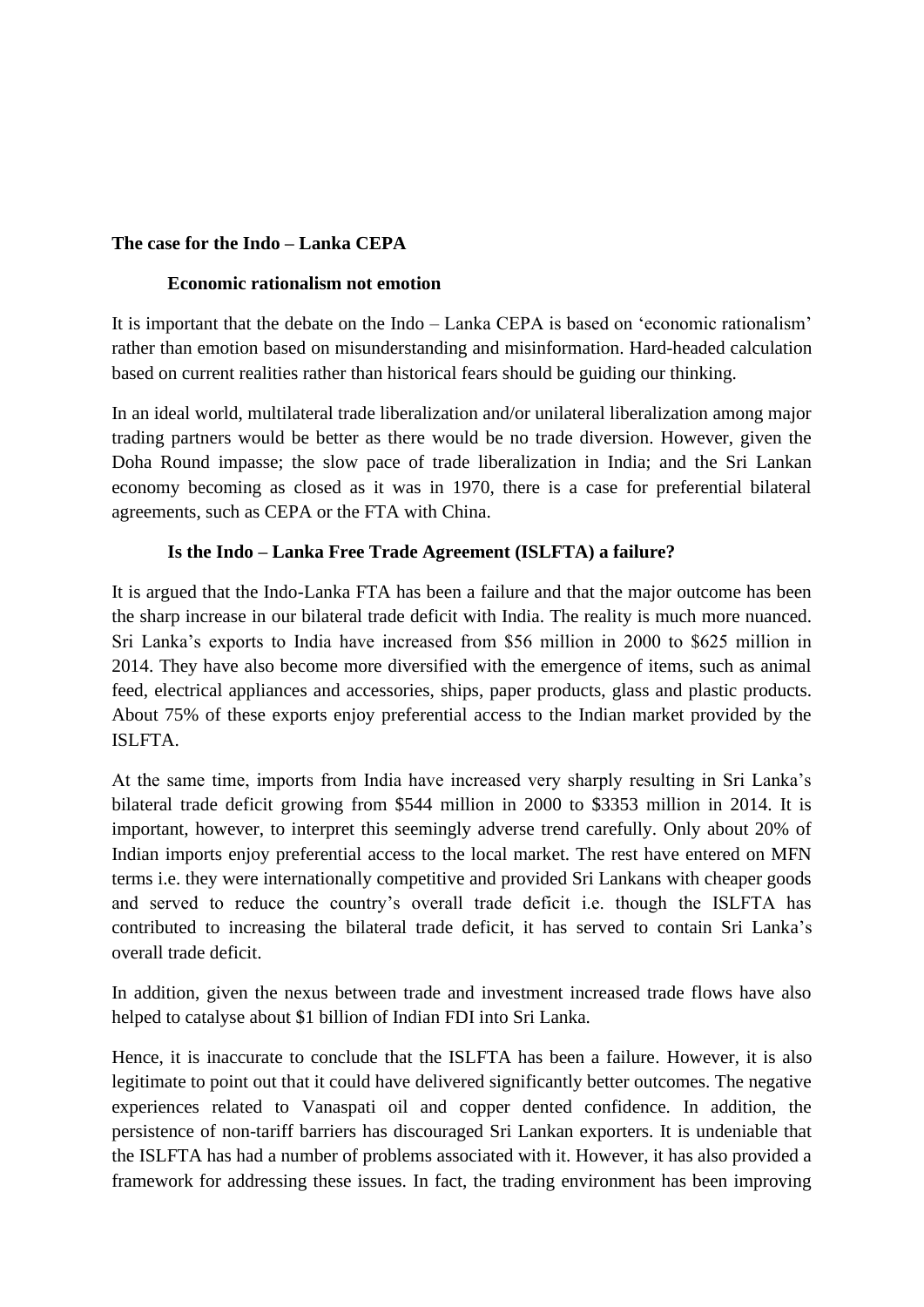## The case for the Indo – Lanka CEPA

### Economic rationalism not emotion

It is important that the debate on the Indo – Lanka CEPA is based on 'economic rationalism' rather than emotion based on misunderstanding and misinformation. Hard-headed calculation based on current realities rather than historical fears should be guiding our thinking.

In an ideal world, multilateral trade liberalization and/or unilateral liberalization among major trading partners would be better as there would be no trade diversion. However, given the Doha Round impasse; the slow pace of trade liberalization in India; and the Sri Lankan economy becoming as closed as it was in 1970, there is a case for preferential bilateral agreements, such as CEPA or the FTA with China.

### Is the Indo – Lanka Free Trade Agreement (ISLFTA) a failure?

It is argued that the Indo-Lanka FTA has been a failure and that the major outcome has been the sharp increase in our bilateral trade deficit with India. The reality is much more nuanced. Sri Lanka's exports to India have increased from $56 million in 2000 to $625 million in 2014. They have also become more diversified with the emergence of items, such as animal feed, electrical appliances and accessories, ships, paper products, glass and plastic products. About 75% of these exports enjoy preferential access to the Indian market provided by the ISLFTA.

At the same time, imports from India have increased very sharply resulting in Sri Lanka's bilateral trade deficit growing from $544 million in 2000 to $3353 million in 2014. It is important, however, to interpret this seemingly adverse trend carefully. Only about 20% of Indian imports enjoy preferential access to the local market. The rest have entered on MFN terms i.e. they were internationally competitive and provided Sri Lankans with cheaper goods and served to reduce the country's overall trade deficit i.e. though the ISLFTA has contributed to increasing the bilateral trade deficit, it has served to contain Sri Lanka's overall trade deficit.

In addition, given the nexus between trade and investment increased trade flows have also helped to catalyse about $1 billion of Indian FDI into Sri Lanka.

Hence, it is inaccurate to conclude that the ISLFTA has been a failure. However, it is also legitimate to point out that it could have delivered significantly better outcomes. The negative experiences related to Vanaspati oil and copper dented confidence. In addition, the persistence of non-tariff barriers has discouraged Sri Lankan exporters. It is undeniable that the ISLFTA has had a number of problems associated with it. However, it has also provided a framework for addressing these issues. In fact, the trading environment has been improving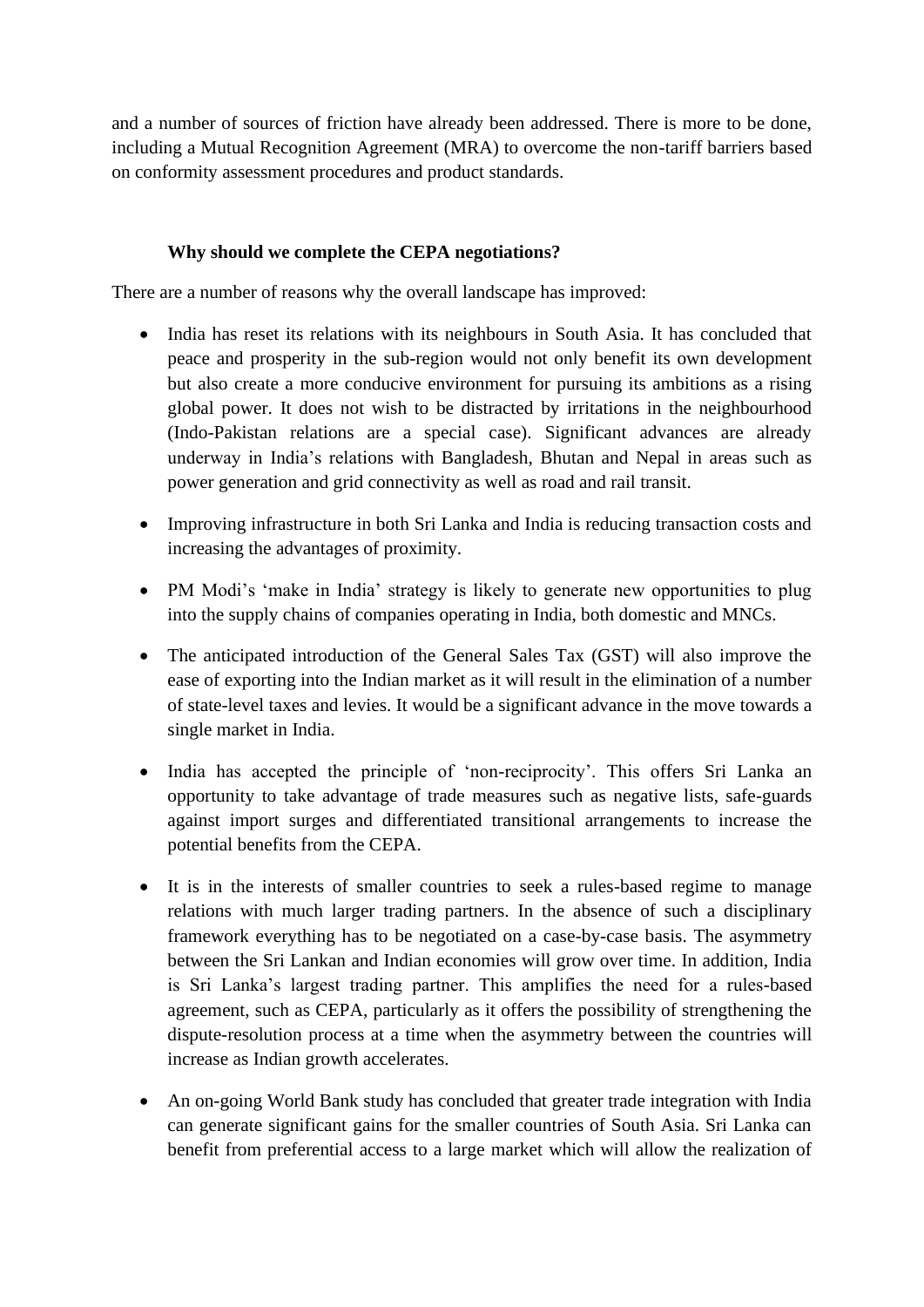and a number of sources of friction have already been addressed. There is more to be done, including a Mutual Recognition Agreement (MRA) to overcome the non-tariff barriers based on conformity assessment procedures and product standards.

**Why should we complete the CEPA negotiations?**

There are a number of reasons why the overall landscape has improved:

- India has reset its relations with its neighbours in South Asia. It has concluded that peace and prosperity in the sub-region would not only benefit its own development but also create a more conducive environment for pursuing its ambitions as a rising global power. It does not wish to be distracted by irritations in the neighbourhood (Indo-Pakistan relations are a special case). Significant advances are already underway in India's relations with Bangladesh, Bhutan and Nepal in areas such as power generation and grid connectivity as well as road and rail transit.

- Improving infrastructure in both Sri Lanka and India is reducing transaction costs and increasing the advantages of proximity.

- PM Modi's 'make in India' strategy is likely to generate new opportunities to plug into the supply chains of companies operating in India, both domestic and MNCs.

- The anticipated introduction of the General Sales Tax (GST) will also improve the ease of exporting into the Indian market as it will result in the elimination of a number of state-level taxes and levies. It would be a significant advance in the move towards a single market in India.

- India has accepted the principle of 'non-reciprocity'. This offers Sri Lanka an opportunity to take advantage of trade measures such as negative lists, safe-guards against import surges and differentiated transitional arrangements to increase the potential benefits from the CEPA.

- It is in the interests of smaller countries to seek a rules-based regime to manage relations with much larger trading partners. In the absence of such a disciplinary framework everything has to be negotiated on a case-by-case basis. The asymmetry between the Sri Lankan and Indian economies will grow over time. In addition, India is Sri Lanka's largest trading partner. This amplifies the need for a rules-based agreement, such as CEPA, particularly as it offers the possibility of strengthening the dispute-resolution process at a time when the asymmetry between the countries will increase as Indian growth accelerates.

- An on-going World Bank study has concluded that greater trade integration with India can generate significant gains for the smaller countries of South Asia. Sri Lanka can benefit from preferential access to a large market which will allow the realization of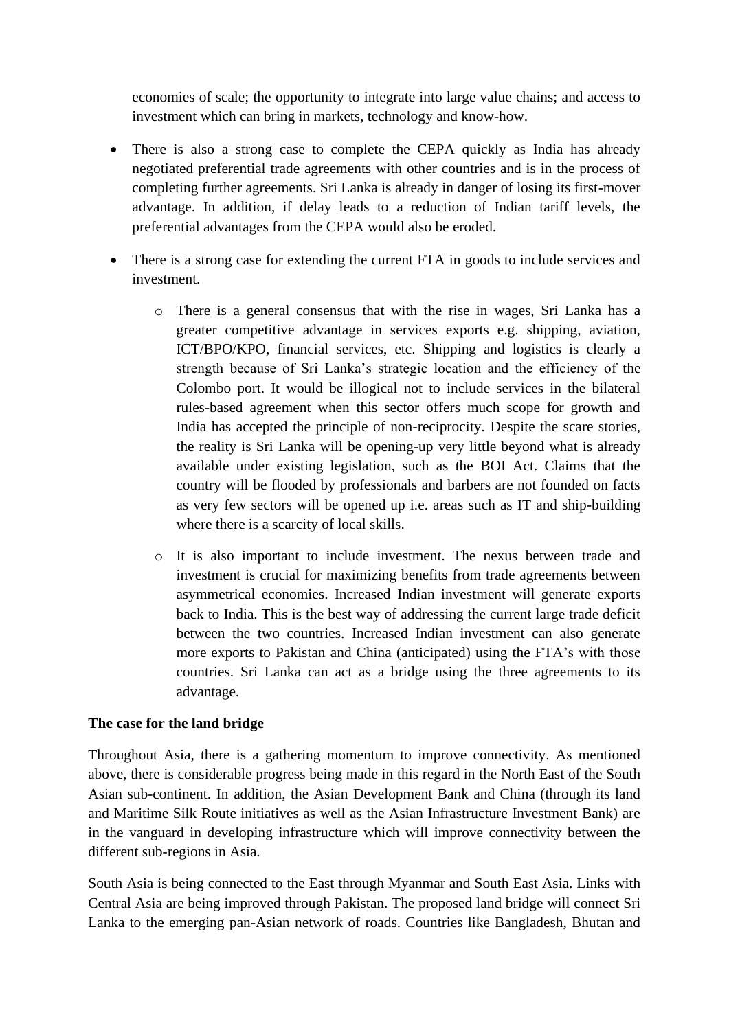economies of scale; the opportunity to integrate into large value chains; and access to investment which can bring in markets, technology and know-how.

- There is also a strong case to complete the CEPA quickly as India has already negotiated preferential trade agreements with other countries and is in the process of completing further agreements. Sri Lanka is already in danger of losing its first-mover advantage. In addition, if delay leads to a reduction of Indian tariff levels, the preferential advantages from the CEPA would also be eroded.

- There is a strong case for extending the current FTA in goods to include services and investment.

  - There is a general consensus that with the rise in wages, Sri Lanka has a greater competitive advantage in services exports e.g. shipping, aviation, ICT/BPO/KPO, financial services, etc. Shipping and logistics is clearly a strength because of Sri Lanka's strategic location and the efficiency of the Colombo port. It would be illogical not to include services in the bilateral rules-based agreement when this sector offers much scope for growth and India has accepted the principle of non-reciprocity. Despite the scare stories, the reality is Sri Lanka will be opening-up very little beyond what is already available under existing legislation, such as the BOI Act. Claims that the country will be flooded by professionals and barbers are not founded on facts as very few sectors will be opened up i.e. areas such as IT and ship-building where there is a scarcity of local skills.

  - It is also important to include investment. The nexus between trade and investment is crucial for maximizing benefits from trade agreements between asymmetrical economies. Increased Indian investment will generate exports back to India. This is the best way of addressing the current large trade deficit between the two countries. Increased Indian investment can also generate more exports to Pakistan and China (anticipated) using the FTA's with those countries. Sri Lanka can act as a bridge using the three agreements to its advantage.

**The case for the land bridge**

Throughout Asia, there is a gathering momentum to improve connectivity. As mentioned above, there is considerable progress being made in this regard in the North East of the South Asian sub-continent. In addition, the Asian Development Bank and China (through its land and Maritime Silk Route initiatives as well as the Asian Infrastructure Investment Bank) are in the vanguard in developing infrastructure which will improve connectivity between the different sub-regions in Asia.

South Asia is being connected to the East through Myanmar and South East Asia. Links with Central Asia are being improved through Pakistan. The proposed land bridge will connect Sri Lanka to the emerging pan-Asian network of roads. Countries like Bangladesh, Bhutan and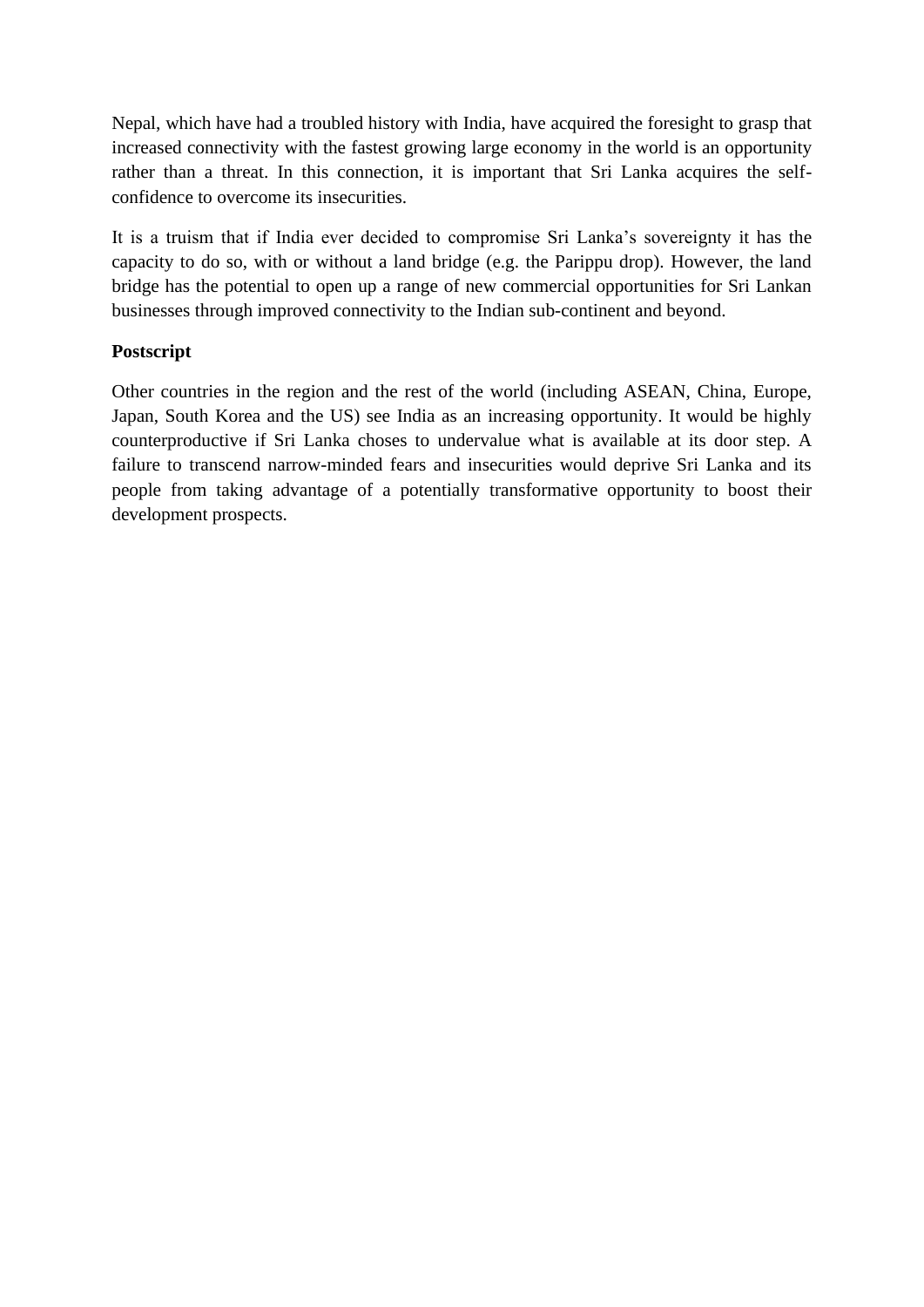Nepal, which have had a troubled history with India, have acquired the foresight to grasp that increased connectivity with the fastest growing large economy in the world is an opportunity rather than a threat. In this connection, it is important that Sri Lanka acquires the self-confidence to overcome its insecurities.

It is a truism that if India ever decided to compromise Sri Lanka's sovereignty it has the capacity to do so, with or without a land bridge (e.g. the Parippu drop). However, the land bridge has the potential to open up a range of new commercial opportunities for Sri Lankan businesses through improved connectivity to the Indian sub-continent and beyond.

**Postscript**

Other countries in the region and the rest of the world (including ASEAN, China, Europe, Japan, South Korea and the US) see India as an increasing opportunity. It would be highly counterproductive if Sri Lanka choses to undervalue what is available at its door step. A failure to transcend narrow-minded fears and insecurities would deprive Sri Lanka and its people from taking advantage of a potentially transformative opportunity to boost their development prospects.